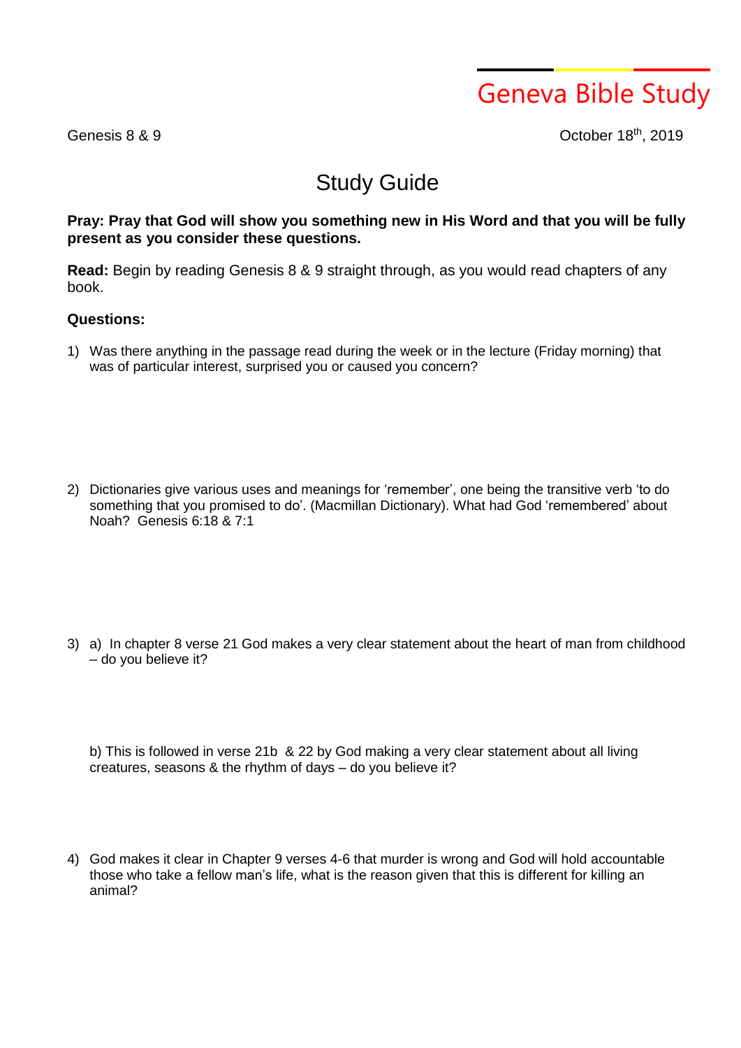# Geneva Bible Study

Genesis 8 & 9

October 18th, 2019

## Study Guide

**Pray: Pray that God will show you something new in His Word and that you will be fully present as you consider these questions.**

**Read:** Begin by reading Genesis 8 & 9 straight through, as you would read chapters of any book.

**Questions:**

1) Was there anything in the passage read during the week or in the lecture (Friday morning) that was of particular interest, surprised you or caused you concern?

2) Dictionaries give various uses and meanings for 'remember', one being the transitive verb 'to do something that you promised to do'. (Macmillan Dictionary). What had God 'remembered' about Noah? Genesis 6:18 & 7:1

3) a) In chapter 8 verse 21 God makes a very clear statement about the heart of man from childhood – do you believe it?

   b) This is followed in verse 21b & 22 by God making a very clear statement about all living creatures, seasons & the rhythm of days – do you believe it?

4) God makes it clear in Chapter 9 verses 4-6 that murder is wrong and God will hold accountable those who take a fellow man's life, what is the reason given that this is different for killing an animal?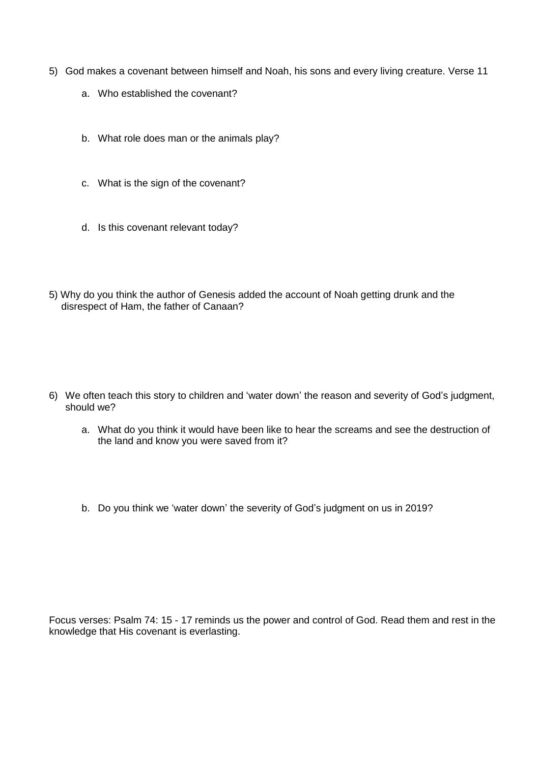5) God makes a covenant between himself and Noah, his sons and every living creature. Verse 11

   a. Who established the covenant?

   b. What role does man or the animals play?

   c. What is the sign of the covenant?

   d. Is this covenant relevant today?

5) Why do you think the author of Genesis added the account of Noah getting drunk and the disrespect of Ham, the father of Canaan?

6) We often teach this story to children and 'water down' the reason and severity of God's judgment, should we?

   a. What do you think it would have been like to hear the screams and see the destruction of the land and know you were saved from it?

   b. Do you think we 'water down' the severity of God's judgment on us in 2019?

Focus verses: Psalm 74: 15 - 17 reminds us the power and control of God. Read them and rest in the knowledge that His covenant is everlasting.